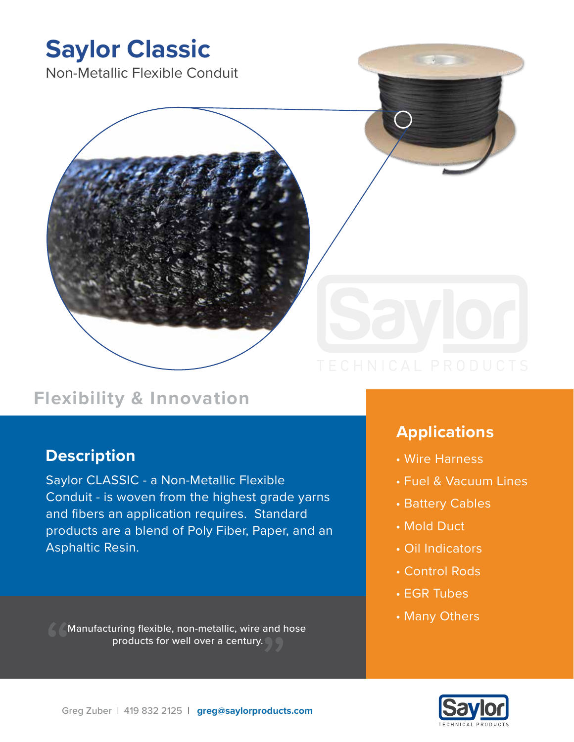# Saylor Classic

Non-Metallic Flexible Conduit

## Flexibility & Innovation

### Description

Saylor CLASSIC - a Non-Metallic Flexible Conduit - is woven from the highest grade yarns and fibers an application requires. Standard products are a blend of Poly Fiber, Paper, and an Asphaltic Resin.

"Manufacturing flexible, non-metallic, wire and hose products for well over a century."

### Applications

- Wire Harness
- Fuel & Vacuum Lines
- Battery Cables
- Mold Duct
- Oil Indicators
- Control Rods
- EGR Tubes
- Many Others

Greg Zuber | 419 832 2125 | **greg@saylorproducts.com**

Saylor TECHNICAL PRODUCTS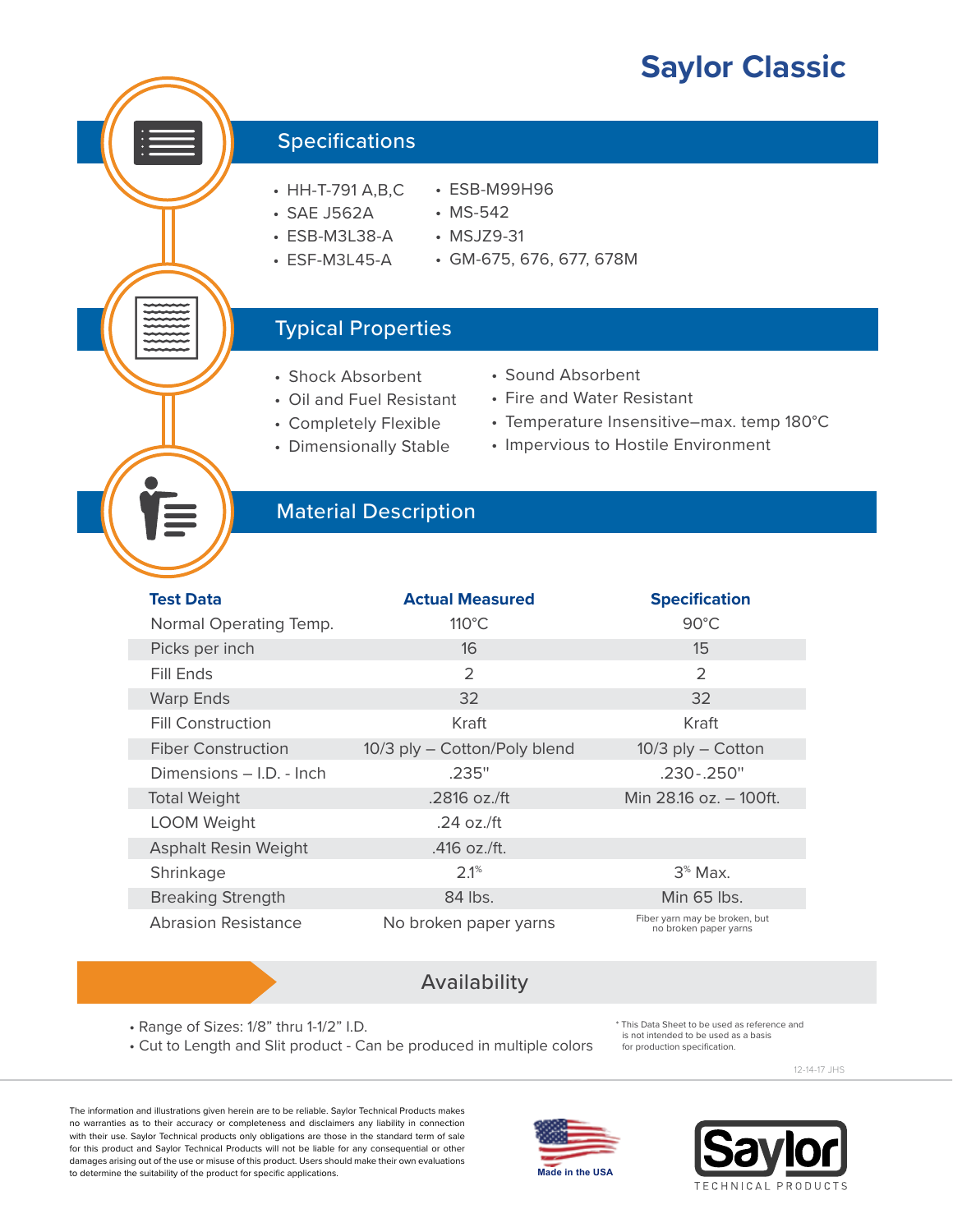# Saylor Classic

## Specifications

- HH-T-791 A,B,C
- SAE J562A
- ESB-M3L38-A
- ESF-M3L45-A
- ESB-M99H96
- MS-542
- MSJZ9-31
- GM-675, 676, 677, 678M

## Typical Properties

- Shock Absorbent
- Oil and Fuel Resistant
- Completely Flexible
- Dimensionally Stable
- Sound Absorbent
- Fire and Water Resistant
- Temperature Insensitive–max. temp 180°C
- Impervious to Hostile Environment

## Material Description

| Test Data | Actual Measured | Specification |
|---|---|---|
| Normal Operating Temp. | 110°C | 90°C |
| Picks per inch | 16 | 15 |
| Fill Ends | 2 | 2 |
| Warp Ends | 32 | 32 |
| Fill Construction | Kraft | Kraft |
| Fiber Construction | 10/3 ply – Cotton/Poly blend | 10/3 ply – Cotton |
| Dimensions – I.D. - Inch | .235" | .230-.250" |
| Total Weight | .2816 oz./ft | Min 28.16 oz. – 100ft. |
| LOOM Weight | .24 oz./ft | |
| Asphalt Resin Weight | .416 oz./ft. | |
| Shrinkage | 2.1% | 3% Max. |
| Breaking Strength | 84 lbs. | Min 65 lbs. |
| Abrasion Resistance | No broken paper yarns | Fiber yarn may be broken, but no broken paper yarns |

## Availability

- Range of Sizes: 1/8” thru 1-1/2” I.D.
- Cut to Length and Slit product - Can be produced in multiple colors

* This Data Sheet to be used as reference and is not intended to be used as a basis for production specification.

12-14-17 JHS

The information and illustrations given herein are to be reliable. Saylor Technical Products makes no warranties as to their accuracy or completeness and disclaimers any liability in connection with their use. Saylor Technical products only obligations are those in the standard term of sale for this product and Saylor Technical Products will not be liable for any consequential or other damages arising out of the use or misuse of this product. Users should make their own evaluations to determine the suitability of the product for specific applications.

Made in the USA

Saylor TECHNICAL PRODUCTS